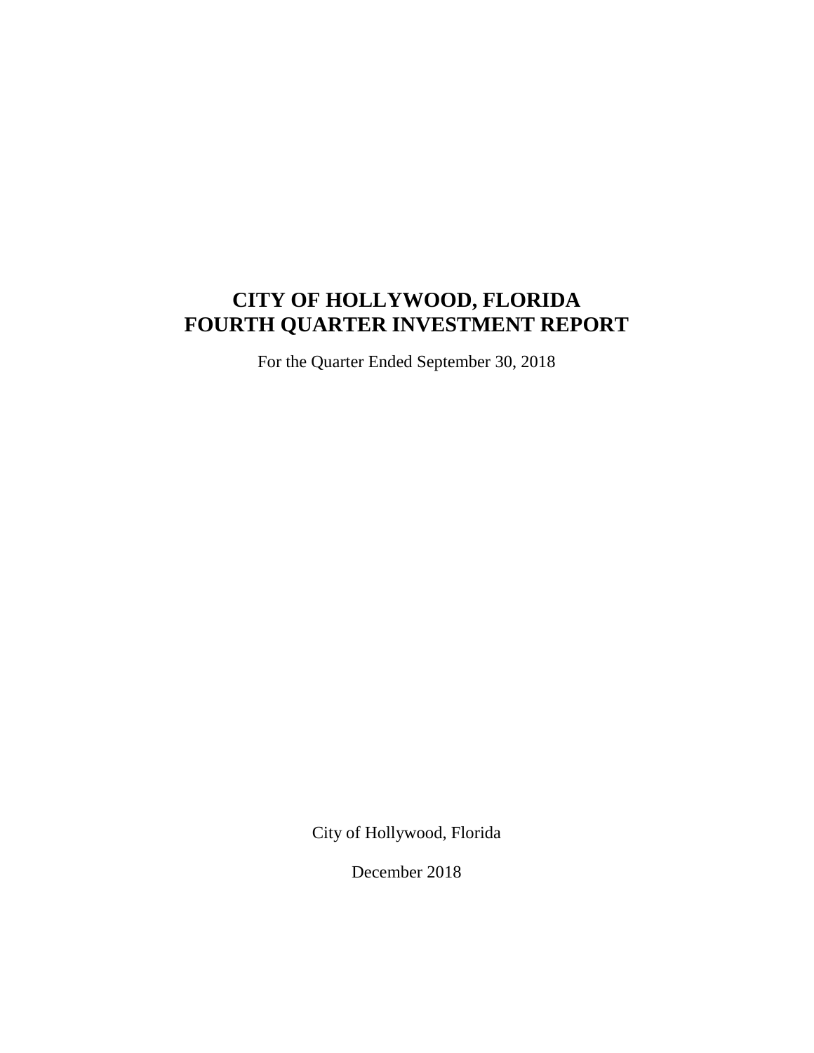# CITY OF HOLLYWOOD, FLORIDA
# FOURTH QUARTER INVESTMENT REPORT

For the Quarter Ended September 30, 2018

City of Hollywood, Florida

December 2018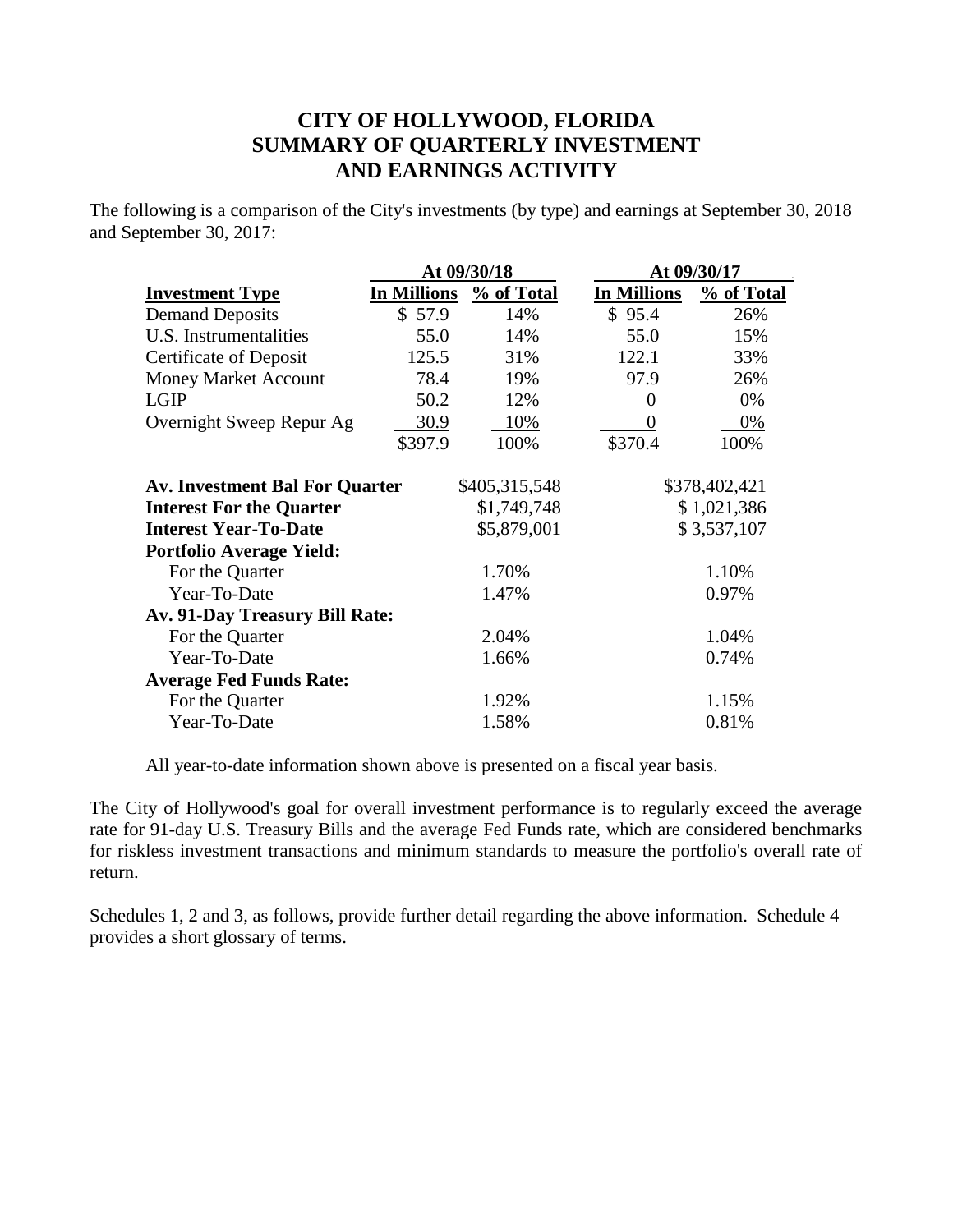# CITY OF HOLLYWOOD, FLORIDA
## SUMMARY OF QUARTERLY INVESTMENT AND EARNINGS ACTIVITY

The following is a comparison of the City's investments (by type) and earnings at September 30, 2018 and September 30, 2017:

| | At 09/30/18 | | At 09/30/17 | |
|---|---|---|---|---|
| **Investment Type** | **In Millions** | **% of Total** | **In Millions** | **% of Total** |
| Demand Deposits | $ 57.9 | 14% | $ 95.4 | 26% |
| U.S. Instrumentalities | 55.0 | 14% | 55.0 | 15% |
| Certificate of Deposit | 125.5 | 31% | 122.1 | 33% |
| Money Market Account | 78.4 | 19% | 97.9 | 26% |
| LGIP | 50.2 | 12% | 0 | 0% |
| Overnight Sweep Repur Ag | 30.9 | 10% | 0 | 0% |
| | $397.9 | 100% | $370.4 | 100% |

| | At 09/30/18 | At 09/30/17 |
|---|---|---|
| **Av. Investment Bal For Quarter** | $405,315,548 | $378,402,421 |
| **Interest For the Quarter** | $1,749,748 | $ 1,021,386 |
| **Interest Year-To-Date** | $5,879,001 | $ 3,537,107 |
| **Portfolio Average Yield:** | | |
| For the Quarter | 1.70% | 1.10% |
| Year-To-Date | 1.47% | 0.97% |
| **Av. 91-Day Treasury Bill Rate:** | | |
| For the Quarter | 2.04% | 1.04% |
| Year-To-Date | 1.66% | 0.74% |
| **Average Fed Funds Rate:** | | |
| For the Quarter | 1.92% | 1.15% |
| Year-To-Date | 1.58% | 0.81% |

All year-to-date information shown above is presented on a fiscal year basis.

The City of Hollywood's goal for overall investment performance is to regularly exceed the average rate for 91-day U.S. Treasury Bills and the average Fed Funds rate, which are considered benchmarks for riskless investment transactions and minimum standards to measure the portfolio's overall rate of return.

Schedules 1, 2 and 3, as follows, provide further detail regarding the above information. Schedule 4 provides a short glossary of terms.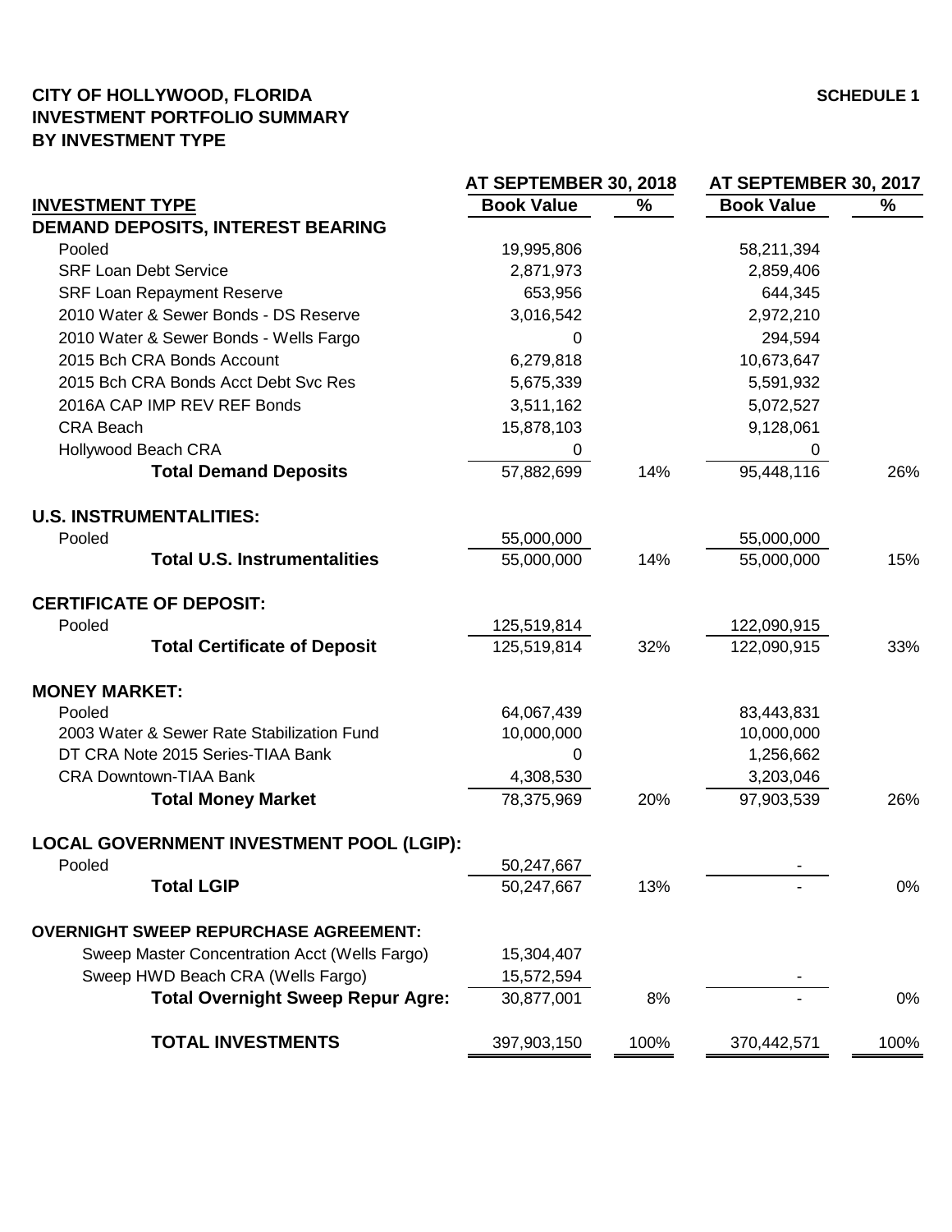**CITY OF HOLLYWOOD, FLORIDA**
**INVESTMENT PORTFOLIO SUMMARY**
**BY INVESTMENT TYPE**

**SCHEDULE 1**

| | AT SEPTEMBER 30, 2018 | | AT SEPTEMBER 30, 2017 | |
|---|---|---|---|---|
| **INVESTMENT TYPE** | **Book Value** | **%** | **Book Value** | **%** |
| **DEMAND DEPOSITS, INTEREST BEARING** | | | | |
| Pooled | 19,995,806 | | 58,211,394 | |
| SRF Loan Debt Service | 2,871,973 | | 2,859,406 | |
| SRF Loan Repayment Reserve | 653,956 | | 644,345 | |
| 2010 Water & Sewer Bonds - DS Reserve | 3,016,542 | | 2,972,210 | |
| 2010 Water & Sewer Bonds - Wells Fargo | 0 | | 294,594 | |
| 2015 Bch CRA Bonds Account | 6,279,818 | | 10,673,647 | |
| 2015 Bch CRA Bonds Acct Debt Svc Res | 5,675,339 | | 5,591,932 | |
| 2016A CAP IMP REV REF Bonds | 3,511,162 | | 5,072,527 | |
| CRA Beach | 15,878,103 | | 9,128,061 | |
| Hollywood Beach CRA | 0 | | 0 | |
| **Total Demand Deposits** | 57,882,699 | 14% | 95,448,116 | 26% |
| **U.S. INSTRUMENTALITIES:** | | | | |
| Pooled | 55,000,000 | | 55,000,000 | |
| **Total U.S. Instrumentalities** | 55,000,000 | 14% | 55,000,000 | 15% |
| **CERTIFICATE OF DEPOSIT:** | | | | |
| Pooled | 125,519,814 | | 122,090,915 | |
| **Total Certificate of Deposit** | 125,519,814 | 32% | 122,090,915 | 33% |
| **MONEY MARKET:** | | | | |
| Pooled | 64,067,439 | | 83,443,831 | |
| 2003 Water & Sewer Rate Stabilization Fund | 10,000,000 | | 10,000,000 | |
| DT CRA Note 2015 Series-TIAA Bank | 0 | | 1,256,662 | |
| CRA Downtown-TIAA Bank | 4,308,530 | | 3,203,046 | |
| **Total Money Market** | 78,375,969 | 20% | 97,903,539 | 26% |
| **LOCAL GOVERNMENT INVESTMENT POOL (LGIP):** | | | | |
| Pooled | 50,247,667 | | - | |
| **Total LGIP** | 50,247,667 | 13% | - | 0% |
| **OVERNIGHT SWEEP REPURCHASE AGREEMENT:** | | | | |
| Sweep Master Concentration Acct (Wells Fargo) | 15,304,407 | | | |
| Sweep HWD Beach CRA (Wells Fargo) | 15,572,594 | | - | |
| **Total Overnight Sweep Repur Agre:** | 30,877,001 | 8% | - | 0% |
| **TOTAL INVESTMENTS** | 397,903,150 | 100% | 370,442,571 | 100% |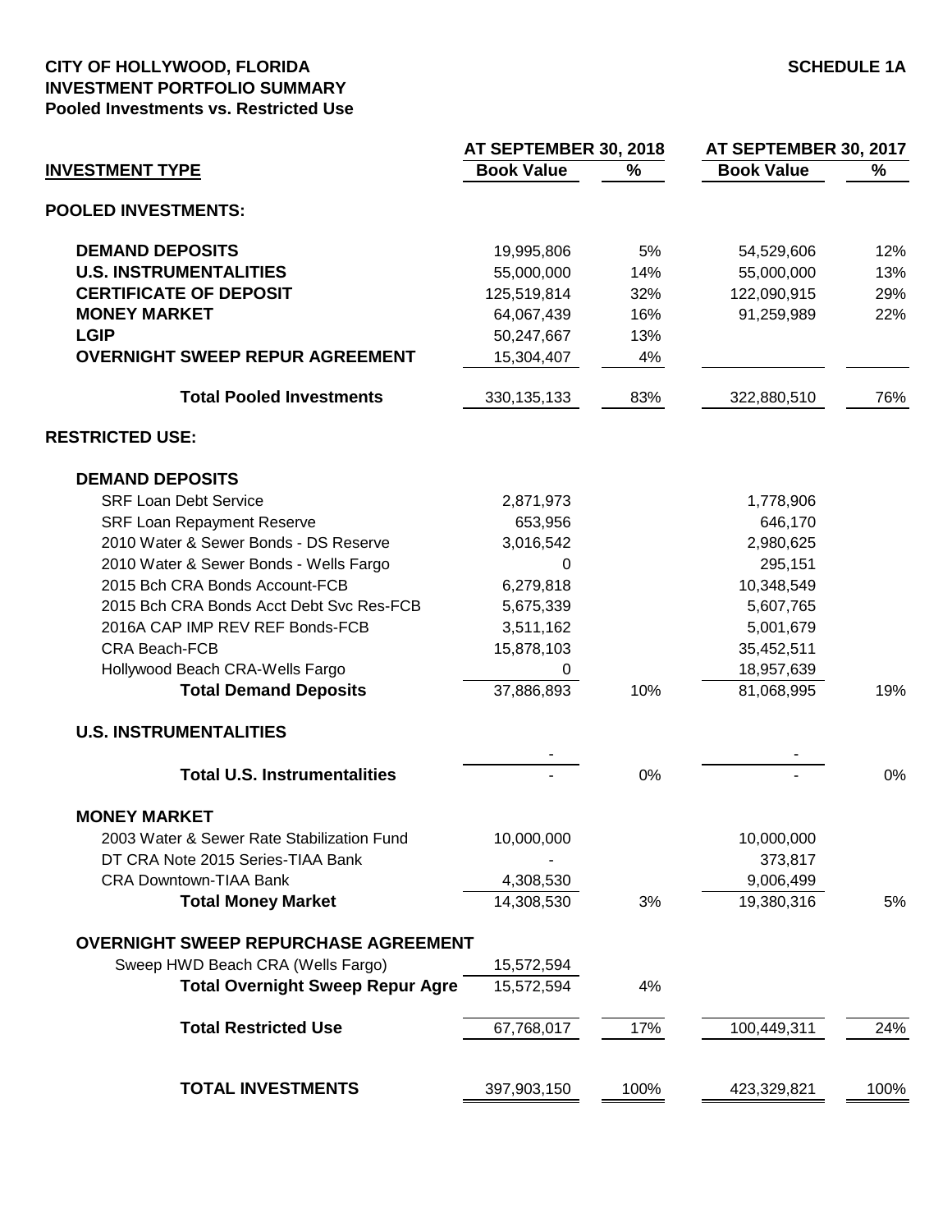**CITY OF HOLLYWOOD, FLORIDA** **SCHEDULE 1A**

**INVESTMENT PORTFOLIO SUMMARY**

**Pooled Investments vs. Restricted Use**

| INVESTMENT TYPE | AT SEPTEMBER 30, 2018 | | AT SEPTEMBER 30, 2017 | |
|---|---|---|---|---|
| | Book Value | % | Book Value | % |
| **POOLED INVESTMENTS:** | | | | |
| **DEMAND DEPOSITS** | 19,995,806 | 5% | 54,529,606 | 12% |
| **U.S. INSTRUMENTALITIES** | 55,000,000 | 14% | 55,000,000 | 13% |
| **CERTIFICATE OF DEPOSIT** | 125,519,814 | 32% | 122,090,915 | 29% |
| **MONEY MARKET** | 64,067,439 | 16% | 91,259,989 | 22% |
| **LGIP** | 50,247,667 | 13% | | |
| **OVERNIGHT SWEEP REPUR AGREEMENT** | 15,304,407 | 4% | | |
| **Total Pooled Investments** | 330,135,133 | 83% | 322,880,510 | 76% |
| **RESTRICTED USE:** | | | | |
| **DEMAND DEPOSITS** | | | | |
| SRF Loan Debt Service | 2,871,973 | | 1,778,906 | |
| SRF Loan Repayment Reserve | 653,956 | | 646,170 | |
| 2010 Water & Sewer Bonds - DS Reserve | 3,016,542 | | 2,980,625 | |
| 2010 Water & Sewer Bonds - Wells Fargo | 0 | | 295,151 | |
| 2015 Bch CRA Bonds Account-FCB | 6,279,818 | | 10,348,549 | |
| 2015 Bch CRA Bonds Acct Debt Svc Res-FCB | 5,675,339 | | 5,607,765 | |
| 2016A CAP IMP REV REF Bonds-FCB | 3,511,162 | | 5,001,679 | |
| CRA Beach-FCB | 15,878,103 | | 35,452,511 | |
| Hollywood Beach CRA-Wells Fargo | 0 | | 18,957,639 | |
| **Total Demand Deposits** | 37,886,893 | 10% | 81,068,995 | 19% |
| **U.S. INSTRUMENTALITIES** | | | | |
| | - | | - | |
| **Total U.S. Instrumentalities** | - | 0% | - | 0% |
| **MONEY MARKET** | | | | |
| 2003 Water & Sewer Rate Stabilization Fund | 10,000,000 | | 10,000,000 | |
| DT CRA Note 2015 Series-TIAA Bank | - | | 373,817 | |
| CRA Downtown-TIAA Bank | 4,308,530 | | 9,006,499 | |
| **Total Money Market** | 14,308,530 | 3% | 19,380,316 | 5% |
| **OVERNIGHT SWEEP REPURCHASE AGREEMENT** | | | | |
| Sweep HWD Beach CRA (Wells Fargo) | 15,572,594 | | | |
| **Total Overnight Sweep Repur Agre** | 15,572,594 | 4% | | |
| **Total Restricted Use** | 67,768,017 | 17% | 100,449,311 | 24% |
| **TOTAL INVESTMENTS** | 397,903,150 | 100% | 423,329,821 | 100% |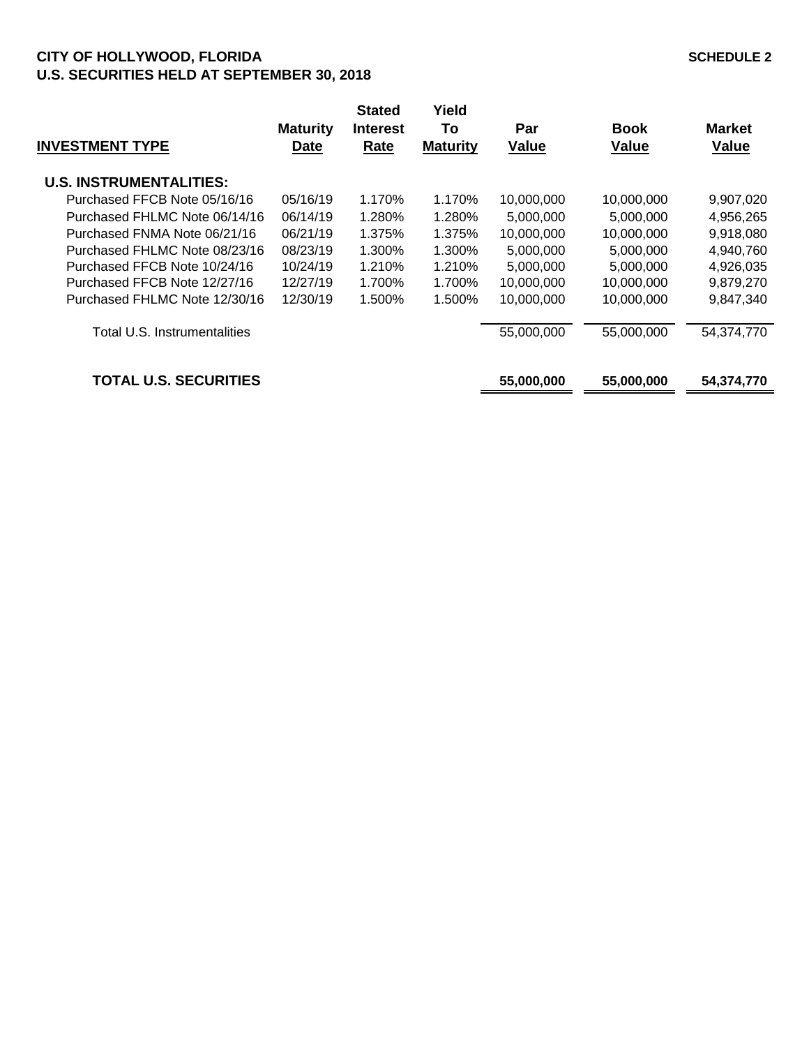**CITY OF HOLLYWOOD, FLORIDA** **SCHEDULE 2**
**U.S. SECURITIES HELD AT SEPTEMBER 30, 2018**

| INVESTMENT TYPE | Maturity Date | Stated Interest Rate | Yield To Maturity | Par Value | Book Value | Market Value |
|---|---|---|---|---|---|---|
| **U.S. INSTRUMENTALITIES:** | | | | | | |
| Purchased FFCB Note 05/16/16 | 05/16/19 | 1.170% | 1.170% | 10,000,000 | 10,000,000 | 9,907,020 |
| Purchased FHLMC Note 06/14/16 | 06/14/19 | 1.280% | 1.280% | 5,000,000 | 5,000,000 | 4,956,265 |
| Purchased FNMA Note 06/21/16 | 06/21/19 | 1.375% | 1.375% | 10,000,000 | 10,000,000 | 9,918,080 |
| Purchased FHLMC Note 08/23/16 | 08/23/19 | 1.300% | 1.300% | 5,000,000 | 5,000,000 | 4,940,760 |
| Purchased FFCB Note 10/24/16 | 10/24/19 | 1.210% | 1.210% | 5,000,000 | 5,000,000 | 4,926,035 |
| Purchased FFCB Note 12/27/16 | 12/27/19 | 1.700% | 1.700% | 10,000,000 | 10,000,000 | 9,879,270 |
| Purchased FHLMC Note 12/30/16 | 12/30/19 | 1.500% | 1.500% | 10,000,000 | 10,000,000 | 9,847,340 |
| Total U.S. Instrumentalities | | | | 55,000,000 | 55,000,000 | 54,374,770 |
| **TOTAL U.S. SECURITIES** | | | | **55,000,000** | **55,000,000** | **54,374,770** |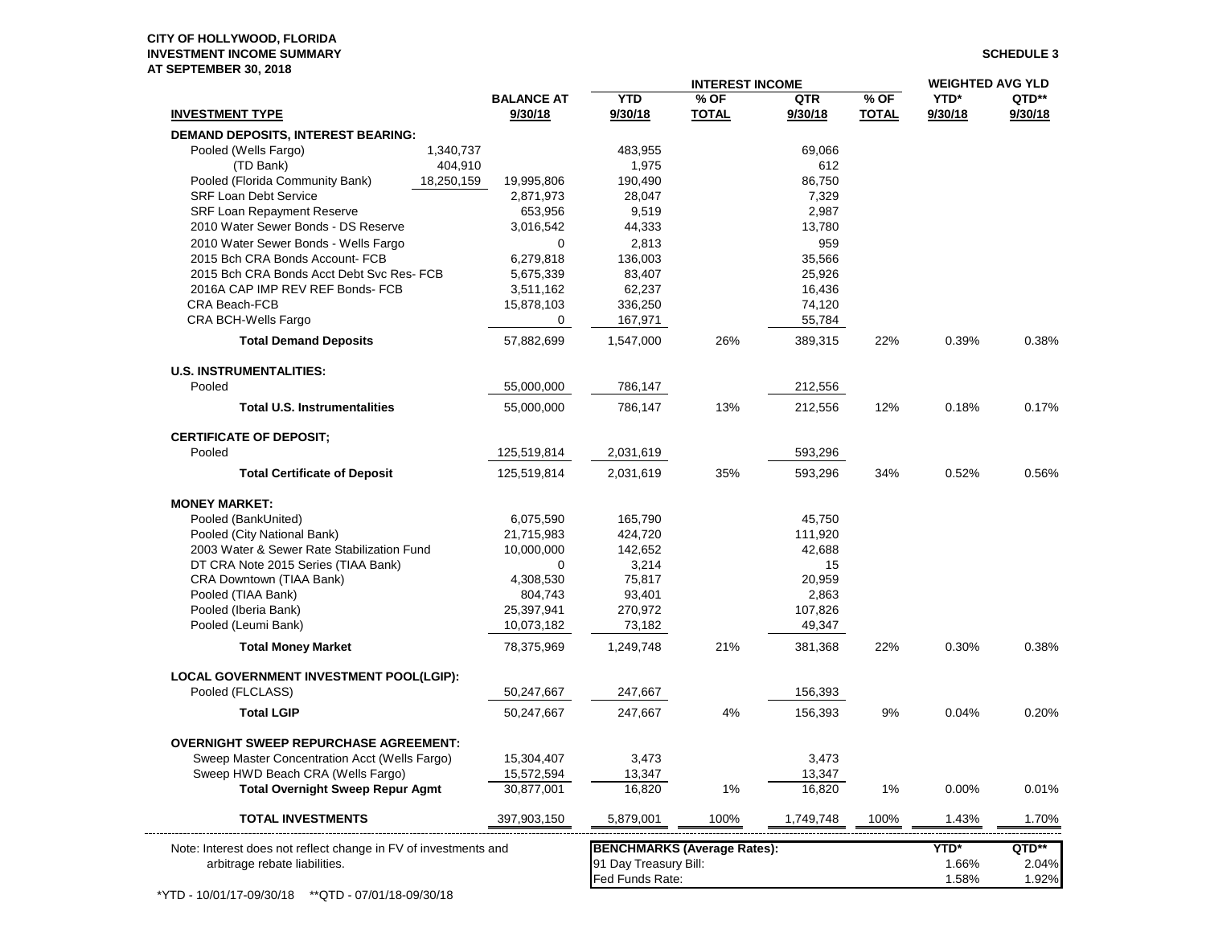**CITY OF HOLLYWOOD, FLORIDA**
**INVESTMENT INCOME SUMMARY**
**AT SEPTEMBER 30, 2018**

**SCHEDULE 3**

| INVESTMENT TYPE | | BALANCE AT 9/30/18 | INTEREST INCOME YTD 9/30/18 | % OF TOTAL | QTR 9/30/18 | % OF TOTAL | WEIGHTED AVG YLD YTD* 9/30/18 | QTD** 9/30/18 |
|---|---|---|---|---|---|---|---|---|
| **DEMAND DEPOSITS, INTEREST BEARING:** | | | | | | | | |
| Pooled (Wells Fargo) | 1,340,737 | | 483,955 | | 69,066 | | | |
| (TD Bank) | 404,910 | | 1,975 | | 612 | | | |
| Pooled (Florida Community Bank) | 18,250,159 | 19,995,806 | 190,490 | | 86,750 | | | |
| SRF Loan Debt Service | | 2,871,973 | 28,047 | | 7,329 | | | |
| SRF Loan Repayment Reserve | | 653,956 | 9,519 | | 2,987 | | | |
| 2010 Water Sewer Bonds - DS Reserve | | 3,016,542 | 44,333 | | 13,780 | | | |
| 2010 Water Sewer Bonds - Wells Fargo | | 0 | 2,813 | | 959 | | | |
| 2015 Bch CRA Bonds Account- FCB | | 6,279,818 | 136,003 | | 35,566 | | | |
| 2015 Bch CRA Bonds Acct Debt Svc Res- FCB | | 5,675,339 | 83,407 | | 25,926 | | | |
| 2016A CAP IMP REV REF Bonds- FCB | | 3,511,162 | 62,237 | | 16,436 | | | |
| CRA Beach-FCB | | 15,878,103 | 336,250 | | 74,120 | | | |
| CRA BCH-Wells Fargo | | 0 | 167,971 | | 55,784 | | | |
| **Total Demand Deposits** | | 57,882,699 | 1,547,000 | 26% | 389,315 | 22% | 0.39% | 0.38% |
| **U.S. INSTRUMENTALITIES:** | | | | | | | | |
| Pooled | | 55,000,000 | 786,147 | | 212,556 | | | |
| **Total U.S. Instrumentalities** | | 55,000,000 | 786,147 | 13% | 212,556 | 12% | 0.18% | 0.17% |
| **CERTIFICATE OF DEPOSIT;** | | | | | | | | |
| Pooled | | 125,519,814 | 2,031,619 | | 593,296 | | | |
| **Total Certificate of Deposit** | | 125,519,814 | 2,031,619 | 35% | 593,296 | 34% | 0.52% | 0.56% |
| **MONEY MARKET:** | | | | | | | | |
| Pooled (BankUnited) | | 6,075,590 | 165,790 | | 45,750 | | | |
| Pooled (City National Bank) | | 21,715,983 | 424,720 | | 111,920 | | | |
| 2003 Water & Sewer Rate Stabilization Fund | | 10,000,000 | 142,652 | | 42,688 | | | |
| DT CRA Note 2015 Series (TIAA Bank) | | 0 | 3,214 | | 15 | | | |
| CRA Downtown (TIAA Bank) | | 4,308,530 | 75,817 | | 20,959 | | | |
| Pooled (TIAA Bank) | | 804,743 | 93,401 | | 2,863 | | | |
| Pooled (Iberia Bank) | | 25,397,941 | 270,972 | | 107,826 | | | |
| Pooled (Leumi Bank) | | 10,073,182 | 73,182 | | 49,347 | | | |
| **Total Money Market** | | 78,375,969 | 1,249,748 | 21% | 381,368 | 22% | 0.30% | 0.38% |
| **LOCAL GOVERNMENT INVESTMENT POOL(LGIP):** | | | | | | | | |
| Pooled (FLCLASS) | | 50,247,667 | 247,667 | | 156,393 | | | |
| **Total LGIP** | | 50,247,667 | 247,667 | 4% | 156,393 | 9% | 0.04% | 0.20% |
| **OVERNIGHT SWEEP REPURCHASE AGREEMENT:** | | | | | | | | |
| Sweep Master Concentration Acct (Wells Fargo) | | 15,304,407 | 3,473 | | 3,473 | | | |
| Sweep HWD Beach CRA (Wells Fargo) | | 15,572,594 | 13,347 | | 13,347 | | | |
| **Total Overnight Sweep Repur Agmt** | | 30,877,001 | 16,820 | 1% | 16,820 | 1% | 0.00% | 0.01% |
| **TOTAL INVESTMENTS** | | 397,903,150 | 5,879,001 | 100% | 1,749,748 | 100% | 1.43% | 1.70% |

Note: Interest does not reflect change in FV of investments and arbitrage rebate liabilities.

| BENCHMARKS (Average Rates): | YTD* | QTD** |
|---|---|---|
| 91 Day Treasury Bill: | 1.66% | 2.04% |
| Fed Funds Rate: | 1.58% | 1.92% |

*YTD - 10/01/17-09/30/18 **QTD - 07/01/18-09/30/18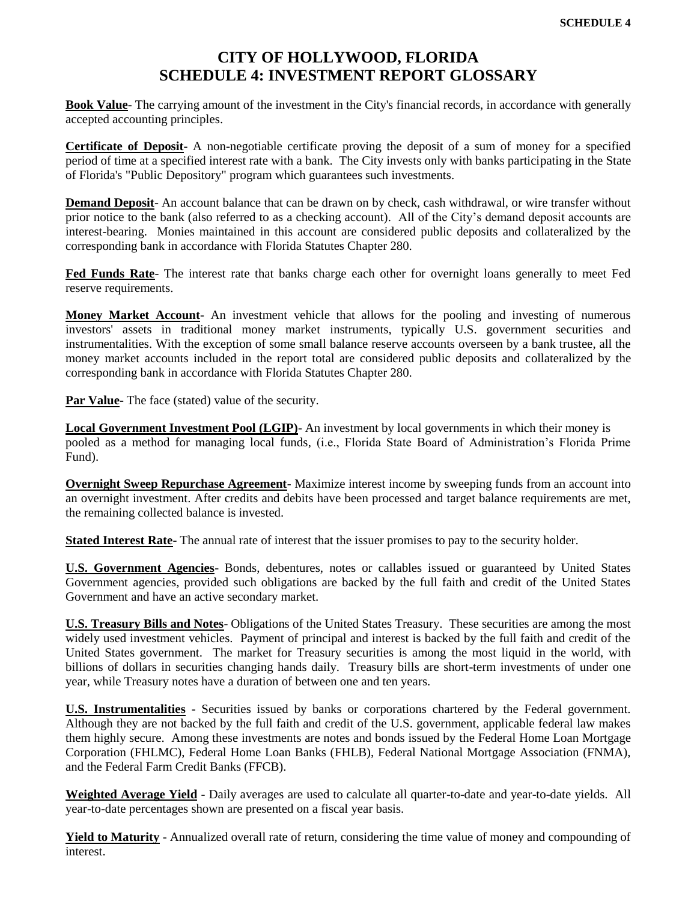**SCHEDULE 4**

# CITY OF HOLLYWOOD, FLORIDA
# SCHEDULE 4: INVESTMENT REPORT GLOSSARY

**Book Value**- The carrying amount of the investment in the City's financial records, in accordance with generally accepted accounting principles.

**Certificate of Deposit**- A non-negotiable certificate proving the deposit of a sum of money for a specified period of time at a specified interest rate with a bank. The City invests only with banks participating in the State of Florida's "Public Depository" program which guarantees such investments.

**Demand Deposit**- An account balance that can be drawn on by check, cash withdrawal, or wire transfer without prior notice to the bank (also referred to as a checking account). All of the City's demand deposit accounts are interest-bearing. Monies maintained in this account are considered public deposits and collateralized by the corresponding bank in accordance with Florida Statutes Chapter 280.

**Fed Funds Rate**- The interest rate that banks charge each other for overnight loans generally to meet Fed reserve requirements.

**Money Market Account**- An investment vehicle that allows for the pooling and investing of numerous investors' assets in traditional money market instruments, typically U.S. government securities and instrumentalities. With the exception of some small balance reserve accounts overseen by a bank trustee, all the money market accounts included in the report total are considered public deposits and collateralized by the corresponding bank in accordance with Florida Statutes Chapter 280.

**Par Value**- The face (stated) value of the security.

**Local Government Investment Pool (LGIP)**- An investment by local governments in which their money is pooled as a method for managing local funds, (i.e., Florida State Board of Administration's Florida Prime Fund).

**Overnight Sweep Repurchase Agreement**- Maximize interest income by sweeping funds from an account into an overnight investment. After credits and debits have been processed and target balance requirements are met, the remaining collected balance is invested.

**Stated Interest Rate**- The annual rate of interest that the issuer promises to pay to the security holder.

**U.S. Government Agencies**- Bonds, debentures, notes or callables issued or guaranteed by United States Government agencies, provided such obligations are backed by the full faith and credit of the United States Government and have an active secondary market.

**U.S. Treasury Bills and Notes**- Obligations of the United States Treasury. These securities are among the most widely used investment vehicles. Payment of principal and interest is backed by the full faith and credit of the United States government. The market for Treasury securities is among the most liquid in the world, with billions of dollars in securities changing hands daily. Treasury bills are short-term investments of under one year, while Treasury notes have a duration of between one and ten years.

**U.S. Instrumentalities** - Securities issued by banks or corporations chartered by the Federal government. Although they are not backed by the full faith and credit of the U.S. government, applicable federal law makes them highly secure. Among these investments are notes and bonds issued by the Federal Home Loan Mortgage Corporation (FHLMC), Federal Home Loan Banks (FHLB), Federal National Mortgage Association (FNMA), and the Federal Farm Credit Banks (FFCB).

**Weighted Average Yield** - Daily averages are used to calculate all quarter-to-date and year-to-date yields. All year-to-date percentages shown are presented on a fiscal year basis.

**Yield to Maturity** - Annualized overall rate of return, considering the time value of money and compounding of interest.